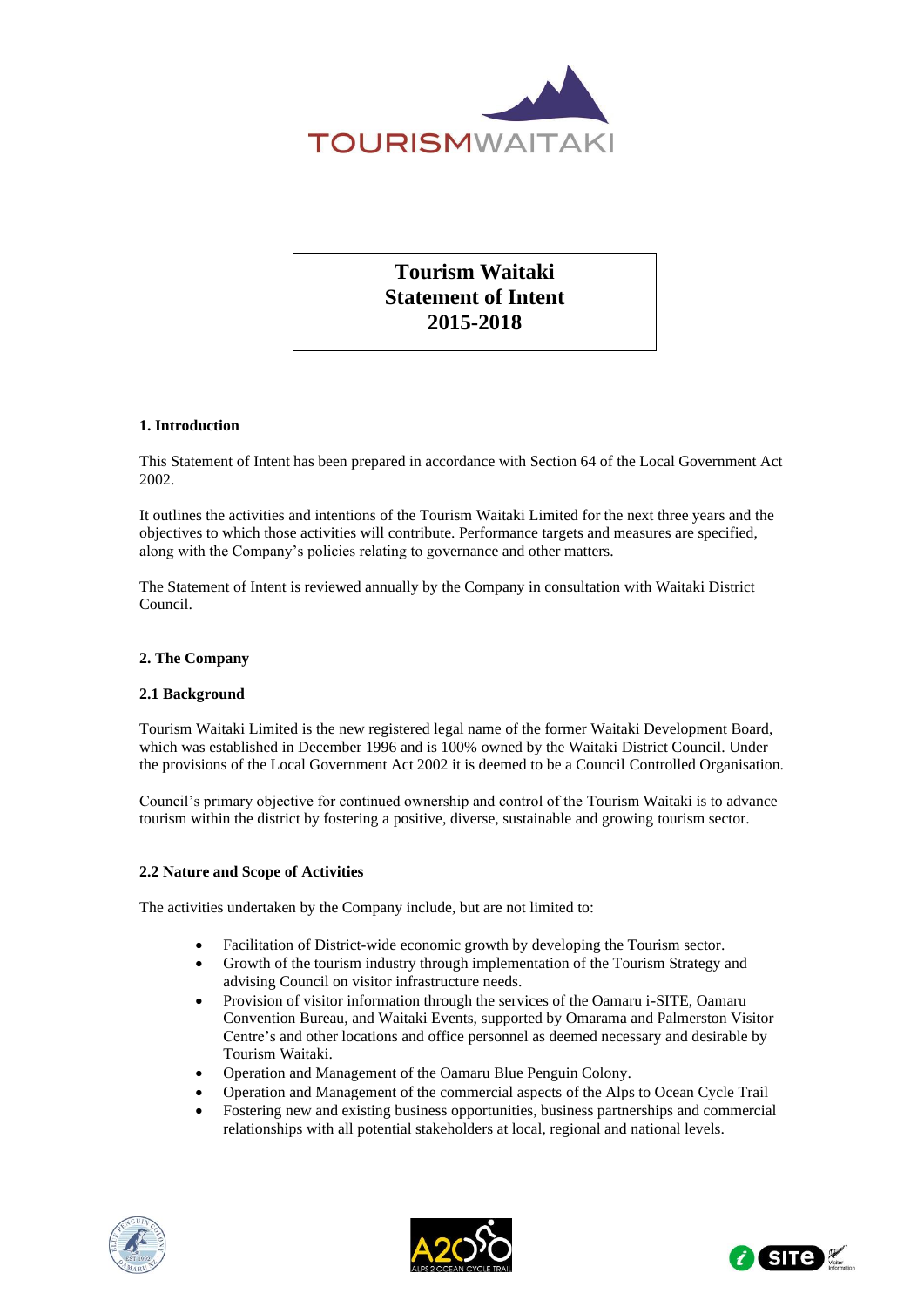# Tourism Waitaki Statement of Intent 2015-2018

## 1. Introduction

This Statement of Intent has been prepared in accordance with Section 64 of the Local Government Act 2002.

It outlines the activities and intentions of the Tourism Waitaki Limited for the next three years and the objectives to which those activities will contribute. Performance targets and measures are specified, along with the Company's policies relating to governance and other matters.

The Statement of Intent is reviewed annually by the Company in consultation with Waitaki District Council.

## 2. The Company

### 2.1 Background

Tourism Waitaki Limited is the new registered legal name of the former Waitaki Development Board, which was established in December 1996 and is 100% owned by the Waitaki District Council. Under the provisions of the Local Government Act 2002 it is deemed to be a Council Controlled Organisation.

Council's primary objective for continued ownership and control of the Tourism Waitaki is to advance tourism within the district by fostering a positive, diverse, sustainable and growing tourism sector.

### 2.2 Nature and Scope of Activities

The activities undertaken by the Company include, but are not limited to:

- Facilitation of District-wide economic growth by developing the Tourism sector.
- Growth of the tourism industry through implementation of the Tourism Strategy and advising Council on visitor infrastructure needs.
- Provision of visitor information through the services of the Oamaru i-SITE, Oamaru Convention Bureau, and Waitaki Events, supported by Omarama and Palmerston Visitor Centre's and other locations and office personnel as deemed necessary and desirable by Tourism Waitaki.
- Operation and Management of the Oamaru Blue Penguin Colony.
- Operation and Management of the commercial aspects of the Alps to Ocean Cycle Trail
- Fostering new and existing business opportunities, business partnerships and commercial relationships with all potential stakeholders at local, regional and national levels.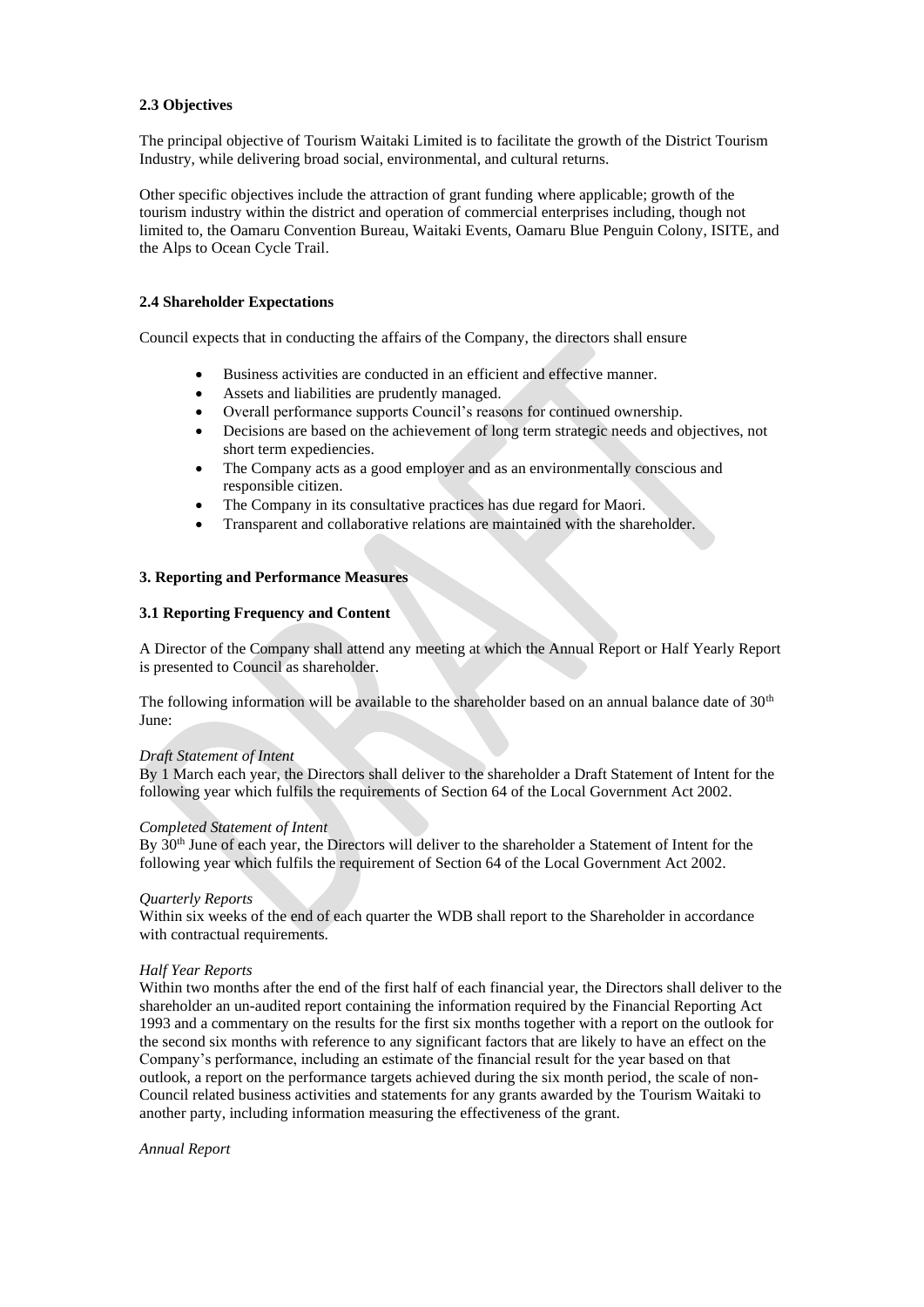### 2.3 Objectives

The principal objective of Tourism Waitaki Limited is to facilitate the growth of the District Tourism Industry, while delivering broad social, environmental, and cultural returns.

Other specific objectives include the attraction of grant funding where applicable; growth of the tourism industry within the district and operation of commercial enterprises including, though not limited to, the Oamaru Convention Bureau, Waitaki Events, Oamaru Blue Penguin Colony, ISITE, and the Alps to Ocean Cycle Trail.

### 2.4 Shareholder Expectations

Council expects that in conducting the affairs of the Company, the directors shall ensure

- Business activities are conducted in an efficient and effective manner.
- Assets and liabilities are prudently managed.
- Overall performance supports Council's reasons for continued ownership.
- Decisions are based on the achievement of long term strategic needs and objectives, not short term expediencies.
- The Company acts as a good employer and as an environmentally conscious and responsible citizen.
- The Company in its consultative practices has due regard for Maori.
- Transparent and collaborative relations are maintained with the shareholder.

## 3. Reporting and Performance Measures

### 3.1 Reporting Frequency and Content

A Director of the Company shall attend any meeting at which the Annual Report or Half Yearly Report is presented to Council as shareholder.

The following information will be available to the shareholder based on an annual balance date of 30th June:

*Draft Statement of Intent*
By 1 March each year, the Directors shall deliver to the shareholder a Draft Statement of Intent for the following year which fulfils the requirements of Section 64 of the Local Government Act 2002.

*Completed Statement of Intent*
By 30th June of each year, the Directors will deliver to the shareholder a Statement of Intent for the following year which fulfils the requirement of Section 64 of the Local Government Act 2002.

*Quarterly Reports*
Within six weeks of the end of each quarter the WDB shall report to the Shareholder in accordance with contractual requirements.

*Half Year Reports*
Within two months after the end of the first half of each financial year, the Directors shall deliver to the shareholder an un-audited report containing the information required by the Financial Reporting Act 1993 and a commentary on the results for the first six months together with a report on the outlook for the second six months with reference to any significant factors that are likely to have an effect on the Company's performance, including an estimate of the financial result for the year based on that outlook, a report on the performance targets achieved during the six month period, the scale of non-Council related business activities and statements for any grants awarded by the Tourism Waitaki to another party, including information measuring the effectiveness of the grant.

*Annual Report*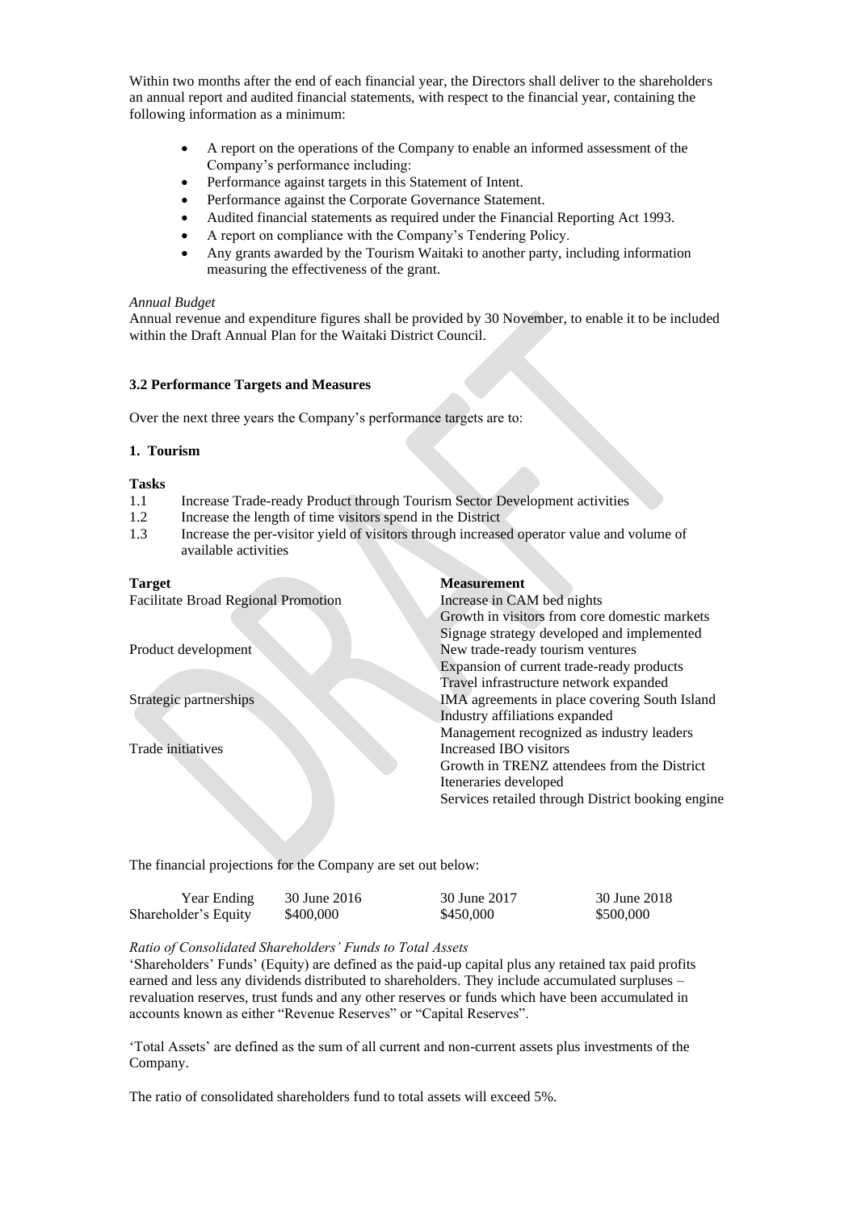Within two months after the end of each financial year, the Directors shall deliver to the shareholders an annual report and audited financial statements, with respect to the financial year, containing the following information as a minimum:

- A report on the operations of the Company to enable an informed assessment of the Company's performance including:
- Performance against targets in this Statement of Intent.
- Performance against the Corporate Governance Statement.
- Audited financial statements as required under the Financial Reporting Act 1993.
- A report on compliance with the Company's Tendering Policy.
- Any grants awarded by the Tourism Waitaki to another party, including information measuring the effectiveness of the grant.

*Annual Budget*

Annual revenue and expenditure figures shall be provided by 30 November, to enable it to be included within the Draft Annual Plan for the Waitaki District Council.

### 3.2 Performance Targets and Measures

Over the next three years the Company's performance targets are to:

**1. Tourism**

**Tasks**

1.1 Increase Trade-ready Product through Tourism Sector Development activities
1.2 Increase the length of time visitors spend in the District
1.3 Increase the per-visitor yield of visitors through increased operator value and volume of available activities

| **Target** | **Measurement** |
|---|---|
| Facilitate Broad Regional Promotion | Increase in CAM bed nights |
| | Growth in visitors from core domestic markets |
| | Signage strategy developed and implemented |
| Product development | New trade-ready tourism ventures |
| | Expansion of current trade-ready products |
| | Travel infrastructure network expanded |
| Strategic partnerships | IMA agreements in place covering South Island |
| | Industry affiliations expanded |
| | Management recognized as industry leaders |
| Trade initiatives | Increased IBO visitors |
| | Growth in TRENZ attendees from the District |
| | Iteneraries developed |
| | Services retailed through District booking engine |

The financial projections for the Company are set out below:

| Year Ending | 30 June 2016 | 30 June 2017 | 30 June 2018 |
|---|---|---|---|
| Shareholder's Equity | \$400,000 | \$450,000 | \$500,000 |

*Ratio of Consolidated Shareholders' Funds to Total Assets*

'Shareholders' Funds' (Equity) are defined as the paid-up capital plus any retained tax paid profits earned and less any dividends distributed to shareholders. They include accumulated surpluses – revaluation reserves, trust funds and any other reserves or funds which have been accumulated in accounts known as either "Revenue Reserves" or "Capital Reserves".

'Total Assets' are defined as the sum of all current and non-current assets plus investments of the Company.

The ratio of consolidated shareholders fund to total assets will exceed 5%.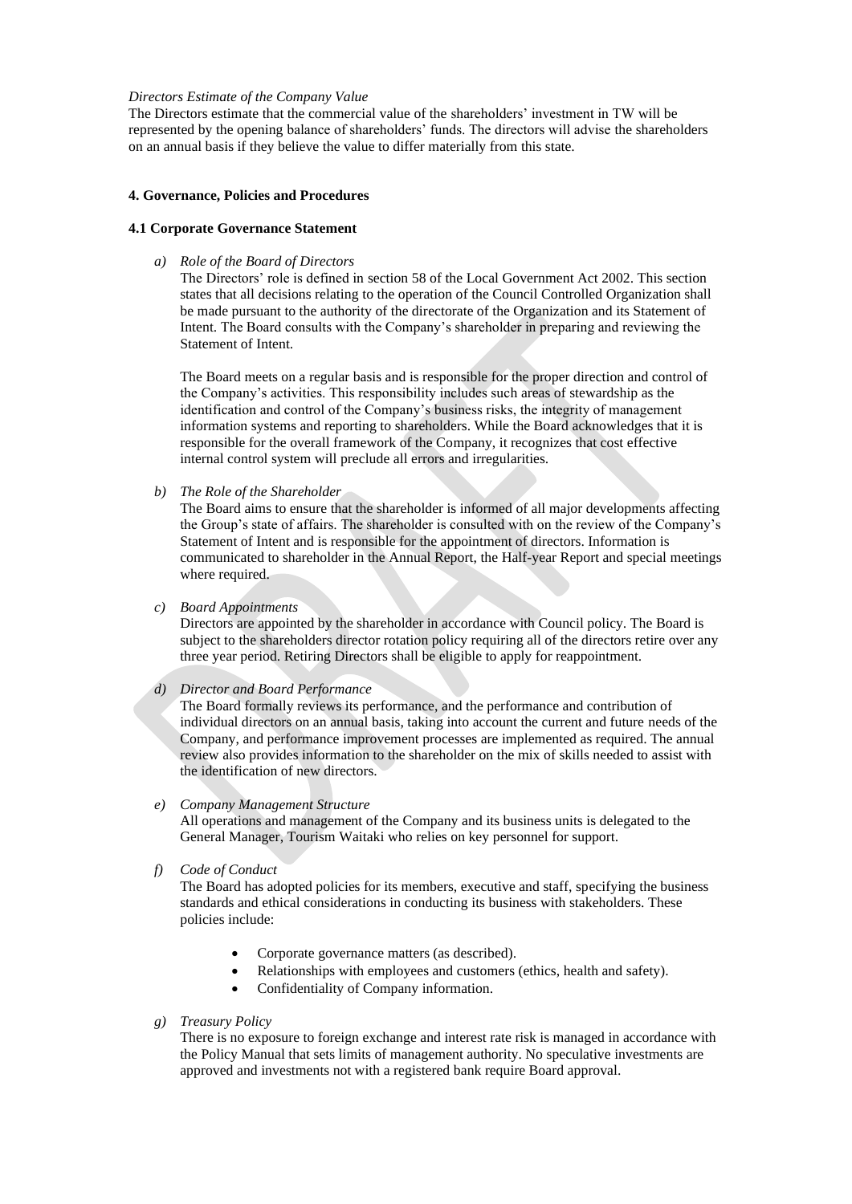*Directors Estimate of the Company Value*

The Directors estimate that the commercial value of the shareholders' investment in TW will be represented by the opening balance of shareholders' funds. The directors will advise the shareholders on an annual basis if they believe the value to differ materially from this state.

## 4. Governance, Policies and Procedures

### 4.1 Corporate Governance Statement

a) *Role of the Board of Directors*

   The Directors' role is defined in section 58 of the Local Government Act 2002. This section states that all decisions relating to the operation of the Council Controlled Organization shall be made pursuant to the authority of the directorate of the Organization and its Statement of Intent. The Board consults with the Company's shareholder in preparing and reviewing the Statement of Intent.

   The Board meets on a regular basis and is responsible for the proper direction and control of the Company's activities. This responsibility includes such areas of stewardship as the identification and control of the Company's business risks, the integrity of management information systems and reporting to shareholders. While the Board acknowledges that it is responsible for the overall framework of the Company, it recognizes that cost effective internal control system will preclude all errors and irregularities.

b) *The Role of the Shareholder*

   The Board aims to ensure that the shareholder is informed of all major developments affecting the Group's state of affairs. The shareholder is consulted with on the review of the Company's Statement of Intent and is responsible for the appointment of directors. Information is communicated to shareholder in the Annual Report, the Half-year Report and special meetings where required.

c) *Board Appointments*

   Directors are appointed by the shareholder in accordance with Council policy. The Board is subject to the shareholders director rotation policy requiring all of the directors retire over any three year period. Retiring Directors shall be eligible to apply for reappointment.

d) *Director and Board Performance*

   The Board formally reviews its performance, and the performance and contribution of individual directors on an annual basis, taking into account the current and future needs of the Company, and performance improvement processes are implemented as required. The annual review also provides information to the shareholder on the mix of skills needed to assist with the identification of new directors.

e) *Company Management Structure*

   All operations and management of the Company and its business units is delegated to the General Manager, Tourism Waitaki who relies on key personnel for support.

f) *Code of Conduct*

   The Board has adopted policies for its members, executive and staff, specifying the business standards and ethical considerations in conducting its business with stakeholders. These policies include:

   - Corporate governance matters (as described).
   - Relationships with employees and customers (ethics, health and safety).
   - Confidentiality of Company information.

g) *Treasury Policy*

   There is no exposure to foreign exchange and interest rate risk is managed in accordance with the Policy Manual that sets limits of management authority. No speculative investments are approved and investments not with a registered bank require Board approval.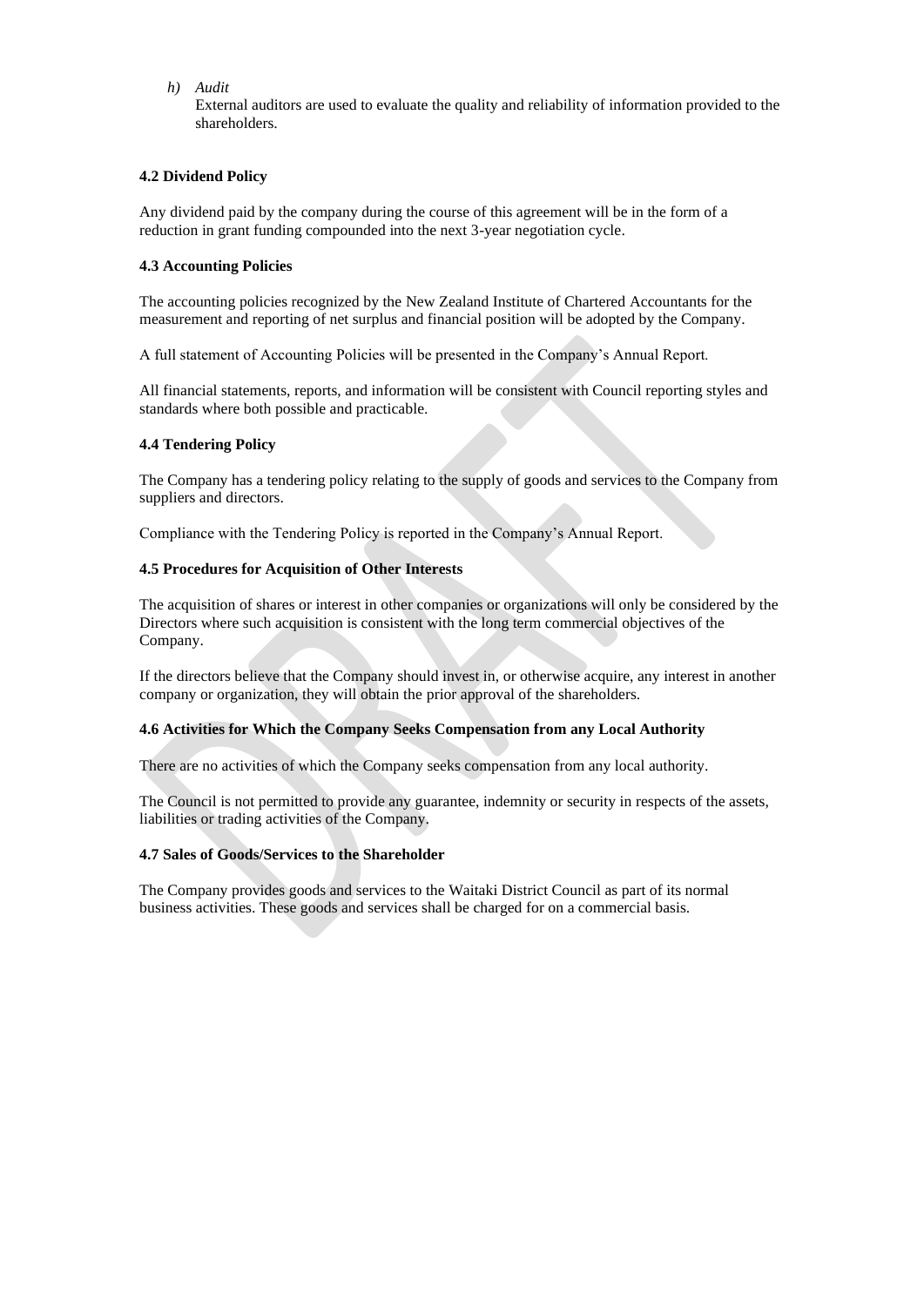*h) Audit*

External auditors are used to evaluate the quality and reliability of information provided to the shareholders.

**4.2 Dividend Policy**

Any dividend paid by the company during the course of this agreement will be in the form of a reduction in grant funding compounded into the next 3-year negotiation cycle.

**4.3 Accounting Policies**

The accounting policies recognized by the New Zealand Institute of Chartered Accountants for the measurement and reporting of net surplus and financial position will be adopted by the Company.

A full statement of Accounting Policies will be presented in the Company's Annual Report.

All financial statements, reports, and information will be consistent with Council reporting styles and standards where both possible and practicable.

**4.4 Tendering Policy**

The Company has a tendering policy relating to the supply of goods and services to the Company from suppliers and directors.

Compliance with the Tendering Policy is reported in the Company's Annual Report.

**4.5 Procedures for Acquisition of Other Interests**

The acquisition of shares or interest in other companies or organizations will only be considered by the Directors where such acquisition is consistent with the long term commercial objectives of the Company.

If the directors believe that the Company should invest in, or otherwise acquire, any interest in another company or organization, they will obtain the prior approval of the shareholders.

**4.6 Activities for Which the Company Seeks Compensation from any Local Authority**

There are no activities of which the Company seeks compensation from any local authority.

The Council is not permitted to provide any guarantee, indemnity or security in respects of the assets, liabilities or trading activities of the Company.

**4.7 Sales of Goods/Services to the Shareholder**

The Company provides goods and services to the Waitaki District Council as part of its normal business activities. These goods and services shall be charged for on a commercial basis.